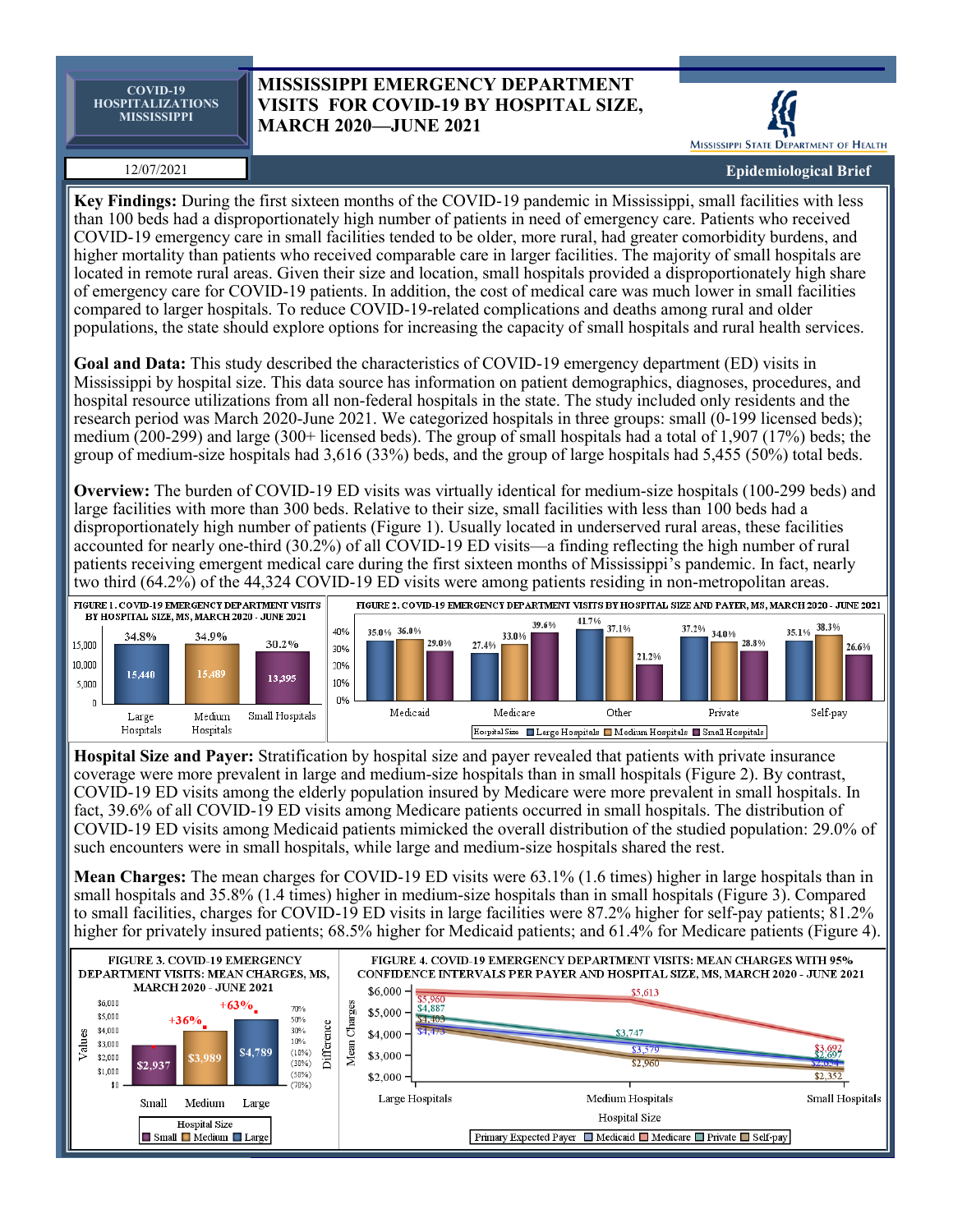COVID-19 HOSPITALIZATIONS MISSISSIPPI

# MISSISSIPPI EMERGENCY DEPARTMENT VISITS FOR COVID-19 BY HOSPITAL SIZE, MARCH 2020—JUNE 2021

MISSISSIPPI STATE DEPARTMENT OF HEALTH

12/07/2021

**Epidemiological Brief**

**Key Findings:** During the first sixteen months of the COVID-19 pandemic in Mississippi, small facilities with less than 100 beds had a disproportionately high number of patients in need of emergency care. Patients who received COVID-19 emergency care in small facilities tended to be older, more rural, had greater comorbidity burdens, and higher mortality than patients who received comparable care in larger facilities. The majority of small hospitals are located in remote rural areas. Given their size and location, small hospitals provided a disproportionately high share of emergency care for COVID-19 patients. In addition, the cost of medical care was much lower in small facilities compared to larger hospitals. To reduce COVID-19-related complications and deaths among rural and older populations, the state should explore options for increasing the capacity of small hospitals and rural health services.

**Goal and Data:** This study described the characteristics of COVID-19 emergency department (ED) visits in Mississippi by hospital size. This data source has information on patient demographics, diagnoses, procedures, and hospital resource utilizations from all non-federal hospitals in the state. The study included only residents and the research period was March 2020-June 2021. We categorized hospitals in three groups: small (0-199 licensed beds); medium (200-299) and large (300+ licensed beds). The group of small hospitals had a total of 1,907 (17%) beds; the group of medium-size hospitals had 3,616 (33%) beds, and the group of large hospitals had 5,455 (50%) total beds.

**Overview:** The burden of COVID-19 ED visits was virtually identical for medium-size hospitals (100-299 beds) and large facilities with more than 300 beds. Relative to their size, small facilities with less than 100 beds had a disproportionately high number of patients (Figure 1). Usually located in underserved rural areas, these facilities accounted for nearly one-third (30.2%) of all COVID-19 ED visits—a finding reflecting the high number of rural patients receiving emergent medical care during the first sixteen months of Mississippi's pandemic. In fact, nearly two third (64.2%) of the 44,324 COVID-19 ED visits were among patients residing in non-metropolitan areas.

FIGURE 1. COVID-19 EMERGENCY DEPARTMENT VISITS BY HOSPITAL SIZE, MS, MARCH 2020 - JUNE 2021

| | Large Hospitals | Medium Hospitals | Small Hospitals |
|---|---|---|---|
| Visits | 15,440 | 15,489 | 13,395 |
| Percent | 34.8% | 34.9% | 30.2% |

FIGURE 2. COVID-19 EMERGENCY DEPARTMENT VISITS BY HOSPITAL SIZE AND PAYER, MS, MARCH 2020 - JUNE 2021

| Hospital Size | Medicaid | Medicare | Other | Private | Self-pay |
|---|---|---|---|---|---|
| Large Hospitals | 35.0% | 27.4% | 41.7% | 37.2% | 35.1% |
| Medium Hospitals | 36.0% | 33.0% | 37.1% | 34.0% | 38.3% |
| Small Hospitals | 29.0% | 39.6% | 21.2% | 28.8% | 26.6% |

**Hospital Size and Payer:** Stratification by hospital size and payer revealed that patients with private insurance coverage were more prevalent in large and medium-size hospitals than in small hospitals (Figure 2). By contrast, COVID-19 ED visits among the elderly population insured by Medicare were more prevalent in small hospitals. In fact, 39.6% of all COVID-19 ED visits among Medicare patients occurred in small hospitals. The distribution of COVID-19 ED visits among Medicaid patients mimicked the overall distribution of the studied population: 29.0% of such encounters were in small hospitals, while large and medium-size hospitals shared the rest.

**Mean Charges:** The mean charges for COVID-19 ED visits were 63.1% (1.6 times) higher in large hospitals than in small hospitals and 35.8% (1.4 times) higher in medium-size hospitals than in small hospitals (Figure 3). Compared to small facilities, charges for COVID-19 ED visits in large facilities were 87.2% higher for self-pay patients; 81.2% higher for privately insured patients; 68.5% higher for Medicaid patients; and 61.4% for Medicare patients (Figure 4).

FIGURE 3. COVID-19 EMERGENCY DEPARTMENT VISITS: MEAN CHARGES, MS, MARCH 2020 - JUNE 2021

| Hospital Size | Small | Medium | Large |
|---|---|---|---|
| Mean Charges | $2,937 | $3,989 | $4,789 |
| Difference | | +36% | +63% |

FIGURE 4. COVID-19 EMERGENCY DEPARTMENT VISITS: MEAN CHARGES WITH 95% CONFIDENCE INTERVALS PER PAYER AND HOSPITAL SIZE, MS, MARCH 2020 - JUNE 2021

| Primary Expected Payer | Large Hospitals | Medium Hospitals | Small Hospitals |
|---|---|---|---|
| Medicaid | $4,403 | $3,579 | $2,697 |
| Medicare | $5,960 | $5,613 | $3,692 |
| Private | $4,887 | $3,747 | $2,694 |
| Self-pay | $4,473 | $2,960 | $2,352 |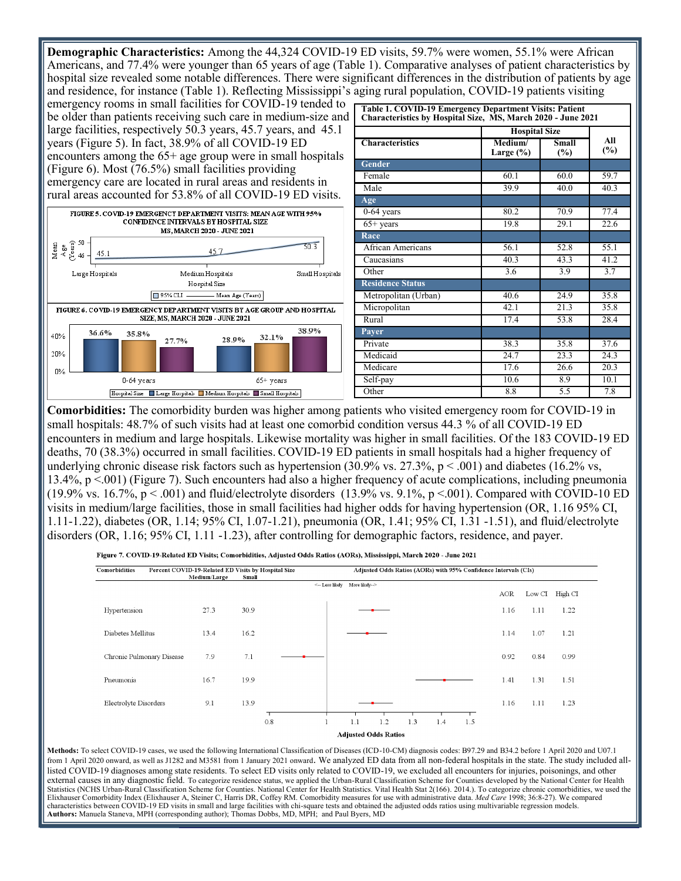**Demographic Characteristics:** Among the 44,324 COVID-19 ED visits, 59.7% were women, 55.1% were African Americans, and 77.4% were younger than 65 years of age (Table 1). Comparative analyses of patient characteristics by hospital size revealed some notable differences. There were significant differences in the distribution of patients by age and residence, for instance (Table 1). Reflecting Mississippi's aging rural population, COVID-19 patients visiting emergency rooms in small facilities for COVID-19 tended to be older than patients receiving such care in medium-size and large facilities, respectively 50.3 years, 45.7 years, and 45.1 years (Figure 5). In fact, 38.9% of all COVID-19 ED encounters among the 65+ age group were in small hospitals (Figure 6). Most (76.5%) small facilities providing emergency care are located in rural areas and residents in rural areas accounted for 53.8% of all COVID-19 ED visits.

FIGURE 5. COVID-19 EMERGENCT DEPARTMENT VISITS: MEAN AGE WITH 95% CONFIDENCE INTERVALS BY HOSPITAL SIZE MS, MARCH 2020 - JUNE 2021

Mean Age (Years)
50
46
45.1
45.7
50.3
Large Hospitals
Medium Hospitals
Small Hospitals
Hospital Size
95% CLI
Mean Age (Years)

FIGURE 6. COVID-19 EMERGENCY DEPARTMENT VISITS BY AGE GROUP AND HOSPITAL SIZE, MS, MARCH 2020 - JUNE 2021

40%
20%
0%
36.6%
35.8%
27.7%
28.9%
32.1%
38.9%
0-64 years
65+ years
Hospital Size: Large Hospitals, Medium Hospitals, Small Hospitals

**Table 1. COVID-19 Emergency Department Visits: Patient Characteristics by Hospital Size, MS, March 2020 - June 2021**

| Characteristics | Hospital Size | | All (%) |
|---|---|---|---|
| | Medium/ Large (%) | Small (%) | |
| **Gender** | | | |
| Female | 60.1 | 60.0 | 59.7 |
| Male | 39.9 | 40.0 | 40.3 |
| **Age** | | | |
| 0-64 years | 80.2 | 70.9 | 77.4 |
| 65+ years | 19.8 | 29.1 | 22.6 |
| **Race** | | | |
| African Americans | 56.1 | 52.8 | 55.1 |
| Caucasians | 40.3 | 43.3 | 41.2 |
| Other | 3.6 | 3.9 | 3.7 |
| **Residence Status** | | | |
| Metropolitan (Urban) | 40.6 | 24.9 | 35.8 |
| Micropolitan | 42.1 | 21.3 | 35.8 |
| Rural | 17.4 | 53.8 | 28.4 |
| **Payer** | | | |
| Private | 38.3 | 35.8 | 37.6 |
| Medicaid | 24.7 | 23.3 | 24.3 |
| Medicare | 17.6 | 26.6 | 20.3 |
| Self-pay | 10.6 | 8.9 | 10.1 |
| Other | 8.8 | 5.5 | 7.8 |

**Comorbidities:** The comorbidity burden was higher among patients who visited emergency room for COVID-19 in small hospitals: 48.7% of such visits had at least one comorbid condition versus 44.3 % of all COVID-19 ED encounters in medium and large hospitals. Likewise mortality was higher in small facilities. Of the 183 COVID-19 ED deaths, 70 (38.3%) occurred in small facilities. COVID-19 ED patients in small hospitals had a higher frequency of underlying chronic disease risk factors such as hypertension (30.9% vs. 27.3%, $p < .001$) and diabetes (16.2% vs, 13.4%, $p < .001$) (Figure 7). Such encounters had also a higher frequency of acute complications, including pneumonia (19.9% vs. 16.7%, $p < .001$) and fluid/electrolyte disorders (13.9% vs. 9.1%, $p < .001$). Compared with COVID-10 ED visits in medium/large facilities, those in small facilities had higher odds for having hypertension (OR, 1.16 95% CI, 1.11-1.22), diabetes (OR, 1.14; 95% CI, 1.07-1.21), pneumonia (OR, 1.41; 95% CI, 1.31 -1.51), and fluid/electrolyte disorders (OR, 1.16; 95% CI, 1.11 -1.23), after controlling for demographic factors, residence, and payer.

**Figure 7. COVID-19-Related ED Visits; Comorbidities, Adjusted Odds Ratios (AORs), Mississippi, March 2020 - June 2021**

| Comorbidities | Percent COVID-19-Related ED Visits by Hospital Size: Medium/Large | Small | AOR | Low CI | High CI |
|---|---|---|---|---|---|
| Hypertension | 27.3 | 30.9 | 1.16 | 1.11 | 1.22 |
| Diabetes Mellitus | 13.4 | 16.2 | 1.14 | 1.07 | 1.21 |
| Chronic Pulmonary Disease | 7.9 | 7.1 | 0.92 | 0.84 | 0.99 |
| Pneumonia | 16.7 | 19.9 | 1.41 | 1.31 | 1.51 |
| Electrolyte Disorders | 9.1 | 13.9 | 1.16 | 1.11 | 1.23 |

Adjusted Odds Ratios (AORs) with 95% Confidence Intervals (CIs)
<-- Less likely
More likely-->
0.8
1
1.1
1.2
1.3
1.4
1.5
Adjusted Odds Ratios

**Methods:** To select COVID-19 cases, we used the following International Classification of Diseases (ICD-10-CM) diagnosis codes: B97.29 and B34.2 before 1 April 2020 and U07.1 from 1 April 2020 onward, as well as J1282 and M3581 from 1 January 2021 onward. We analyzed ED data from all non-federal hospitals in the state. The study included all-listed COVID-19 diagnoses among state residents. To select ED visits only related to COVID-19, we excluded all encounters for injuries, poisonings, and other external causes in any diagnostic field. To categorize residence status, we applied the Urban-Rural Classification Scheme for Counties developed by the National Center for Health Statistics (NCHS Urban-Rural Classification Scheme for Counties. National Center for Health Statistics. Vital Health Stat 2(166). 2014.). To categorize chronic comorbidities, we used the Elixhauser Comorbidity Index (Elixhauser A, Steiner C, Harris DR, Coffey RM. Comorbidity measures for use with administrative data. *Med Care* 1998; 36:8-27). We compared characteristics between COVID-19 ED visits in small and large facilities with chi-square tests and obtained the adjusted odds ratios using multivariable regression models.

**Authors:** Manuela Staneva, MPH (corresponding author); Thomas Dobbs, MD, MPH; and Paul Byers, MD